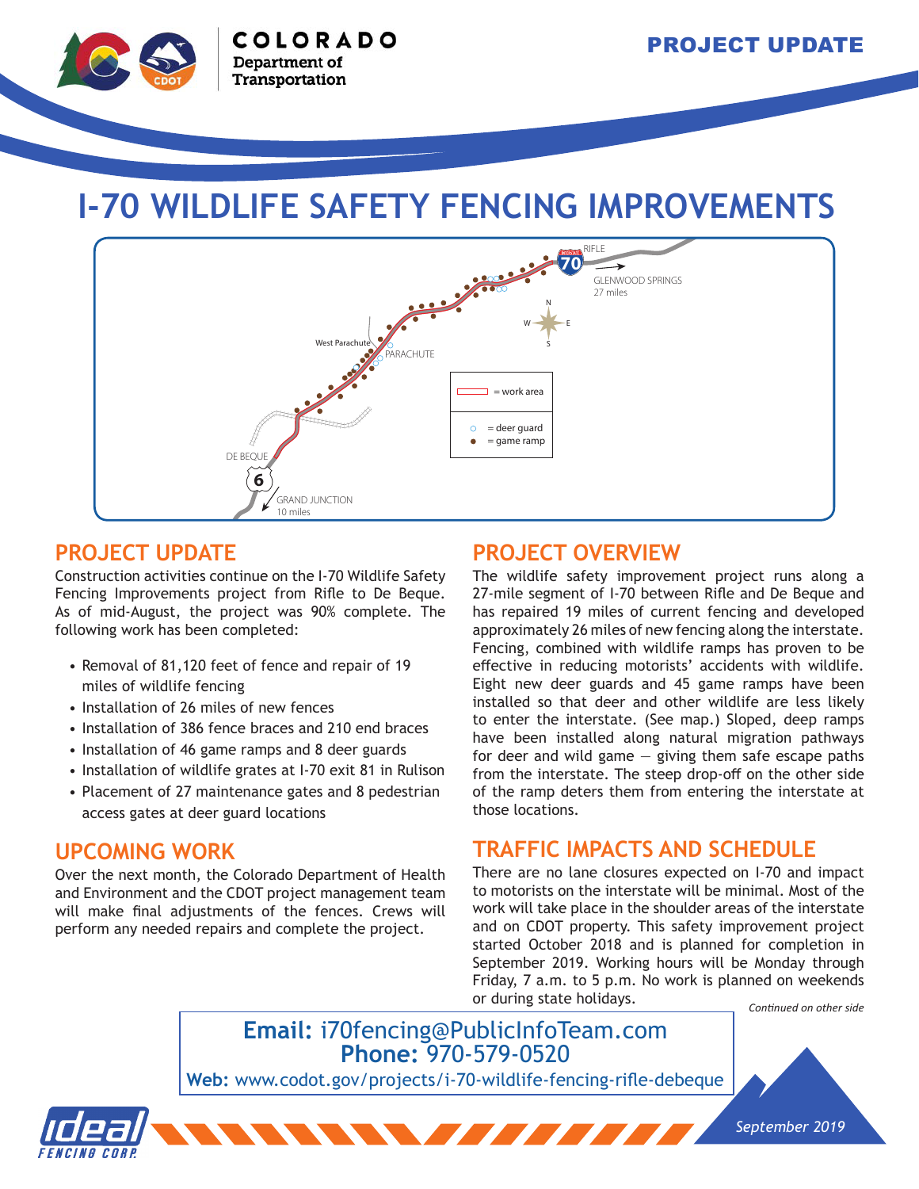COLORADO
Department of Transportation

PROJECT UPDATE

# I-70 WILDLIFE SAFETY FENCING IMPROVEMENTS

RIFLE

GLENWOOD SPRINGS
27 miles

West Parachute

PARACHUTE

= work area

= deer guard
= game ramp

DE BEQUE

GRAND JUNCTION
10 miles

## PROJECT UPDATE

Construction activities continue on the I-70 Wildlife Safety Fencing Improvements project from Rifle to De Beque. As of mid-August, the project was 90% complete. The following work has been completed:

- Removal of 81,120 feet of fence and repair of 19 miles of wildlife fencing
- Installation of 26 miles of new fences
- Installation of 386 fence braces and 210 end braces
- Installation of 46 game ramps and 8 deer guards
- Installation of wildlife grates at I-70 exit 81 in Rulison
- Placement of 27 maintenance gates and 8 pedestrian access gates at deer guard locations

## UPCOMING WORK

Over the next month, the Colorado Department of Health and Environment and the CDOT project management team will make final adjustments of the fences. Crews will perform any needed repairs and complete the project.

## PROJECT OVERVIEW

The wildlife safety improvement project runs along a 27-mile segment of I-70 between Rifle and De Beque and has repaired 19 miles of current fencing and developed approximately 26 miles of new fencing along the interstate. Fencing, combined with wildlife ramps has proven to be effective in reducing motorists' accidents with wildlife. Eight new deer guards and 45 game ramps have been installed so that deer and other wildlife are less likely to enter the interstate. (See map.) Sloped, deep ramps have been installed along natural migration pathways for deer and wild game – giving them safe escape paths from the interstate. The steep drop-off on the other side of the ramp deters them from entering the interstate at those locations.

## TRAFFIC IMPACTS AND SCHEDULE

There are no lane closures expected on I-70 and impact to motorists on the interstate will be minimal. Most of the work will take place in the shoulder areas of the interstate and on CDOT property. This safety improvement project started October 2018 and is planned for completion in September 2019. Working hours will be Monday through Friday, 7 a.m. to 5 p.m. No work is planned on weekends or during state holidays.

*Continued on other side*

**Email:** i70fencing@PublicInfoTeam.com
**Phone:** 970-579-0520
**Web:** www.codot.gov/projects/i-70-wildlife-fencing-rifle-debeque

ideal FENCING CORP.

*September 2019*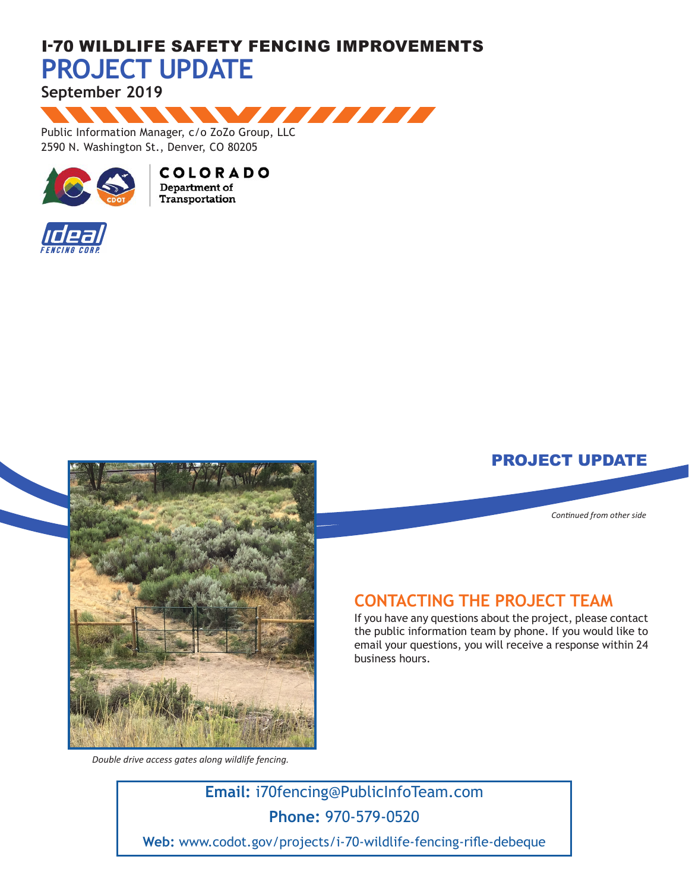# I-70 WILDLIFE SAFETY FENCING IMPROVEMENTS

# PROJECT UPDATE

**September 2019**

Public Information Manager, c/o ZoZo Group, LLC
2590 N. Washington St., Denver, CO 80205

COLORADO
Department of Transportation

Ideal
FENCING CORP.

## PROJECT UPDATE

*Continued from other side*

*Double drive access gates along wildlife fencing.*

## CONTACTING THE PROJECT TEAM

If you have any questions about the project, please contact the public information team by phone. If you would like to email your questions, you will receive a response within 24 business hours.

**Email:** i70fencing@PublicInfoTeam.com

**Phone:** 970-579-0520

**Web:** www.codot.gov/projects/i-70-wildlife-fencing-rifle-debeque